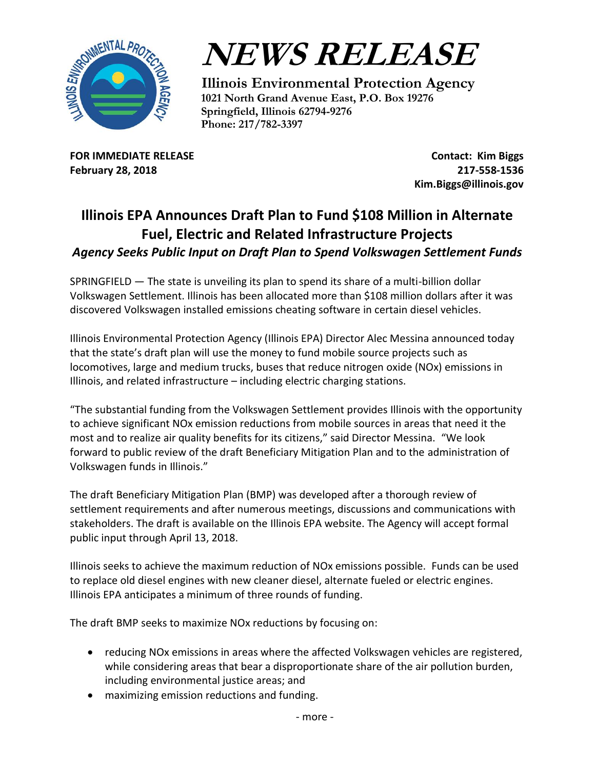# NEWS RELEASE

**Illinois Environmental Protection Agency**
**1021 North Grand Avenue East, P.O. Box 19276**
**Springfield, Illinois 62794-9276**
**Phone: 217/782-3397**

**FOR IMMEDIATE RELEASE**
**February 28, 2018**

**Contact: Kim Biggs**
**217-558-1536**
**Kim.Biggs@illinois.gov**

## Illinois EPA Announces Draft Plan to Fund $108 Million in Alternate Fuel, Electric and Related Infrastructure Projects

***Agency Seeks Public Input on Draft Plan to Spend Volkswagen Settlement Funds***

SPRINGFIELD — The state is unveiling its plan to spend its share of a multi-billion dollar Volkswagen Settlement. Illinois has been allocated more than $108 million dollars after it was discovered Volkswagen installed emissions cheating software in certain diesel vehicles.

Illinois Environmental Protection Agency (Illinois EPA) Director Alec Messina announced today that the state's draft plan will use the money to fund mobile source projects such as locomotives, large and medium trucks, buses that reduce nitrogen oxide (NOx) emissions in Illinois, and related infrastructure – including electric charging stations.

"The substantial funding from the Volkswagen Settlement provides Illinois with the opportunity to achieve significant NOx emission reductions from mobile sources in areas that need it the most and to realize air quality benefits for its citizens," said Director Messina. "We look forward to public review of the draft Beneficiary Mitigation Plan and to the administration of Volkswagen funds in Illinois."

The draft Beneficiary Mitigation Plan (BMP) was developed after a thorough review of settlement requirements and after numerous meetings, discussions and communications with stakeholders. The draft is available on the Illinois EPA website. The Agency will accept formal public input through April 13, 2018.

Illinois seeks to achieve the maximum reduction of NOx emissions possible. Funds can be used to replace old diesel engines with new cleaner diesel, alternate fueled or electric engines. Illinois EPA anticipates a minimum of three rounds of funding.

The draft BMP seeks to maximize NOx reductions by focusing on:

- reducing NOx emissions in areas where the affected Volkswagen vehicles are registered, while considering areas that bear a disproportionate share of the air pollution burden, including environmental justice areas; and
- maximizing emission reductions and funding.

- more -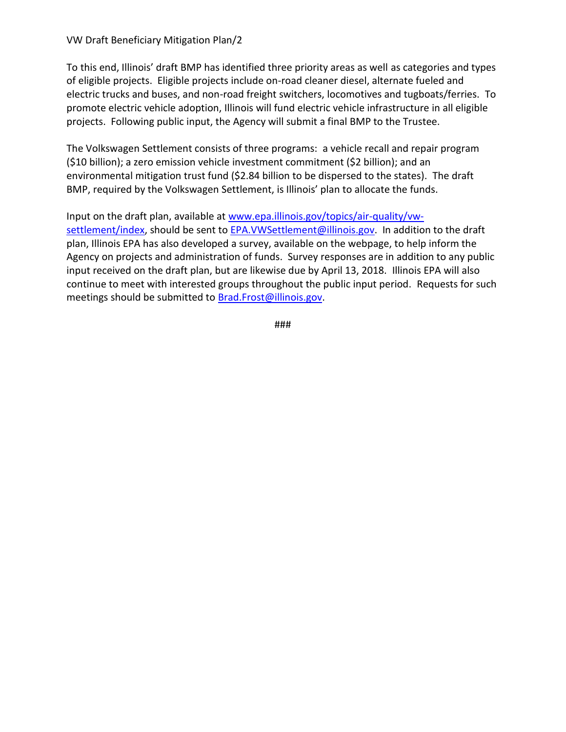To this end, Illinois' draft BMP has identified three priority areas as well as categories and types of eligible projects. Eligible projects include on-road cleaner diesel, alternate fueled and electric trucks and buses, and non-road freight switchers, locomotives and tugboats/ferries. To promote electric vehicle adoption, Illinois will fund electric vehicle infrastructure in all eligible projects. Following public input, the Agency will submit a final BMP to the Trustee.

The Volkswagen Settlement consists of three programs: a vehicle recall and repair program ($10 billion); a zero emission vehicle investment commitment ($2 billion); and an environmental mitigation trust fund ($2.84 billion to be dispersed to the states). The draft BMP, required by the Volkswagen Settlement, is Illinois' plan to allocate the funds.

Input on the draft plan, available at www.epa.illinois.gov/topics/air-quality/vw-settlement/index, should be sent to EPA.VWSettlement@illinois.gov. In addition to the draft plan, Illinois EPA has also developed a survey, available on the webpage, to help inform the Agency on projects and administration of funds. Survey responses are in addition to any public input received on the draft plan, but are likewise due by April 13, 2018. Illinois EPA will also continue to meet with interested groups throughout the public input period. Requests for such meetings should be submitted to Brad.Frost@illinois.gov.

###